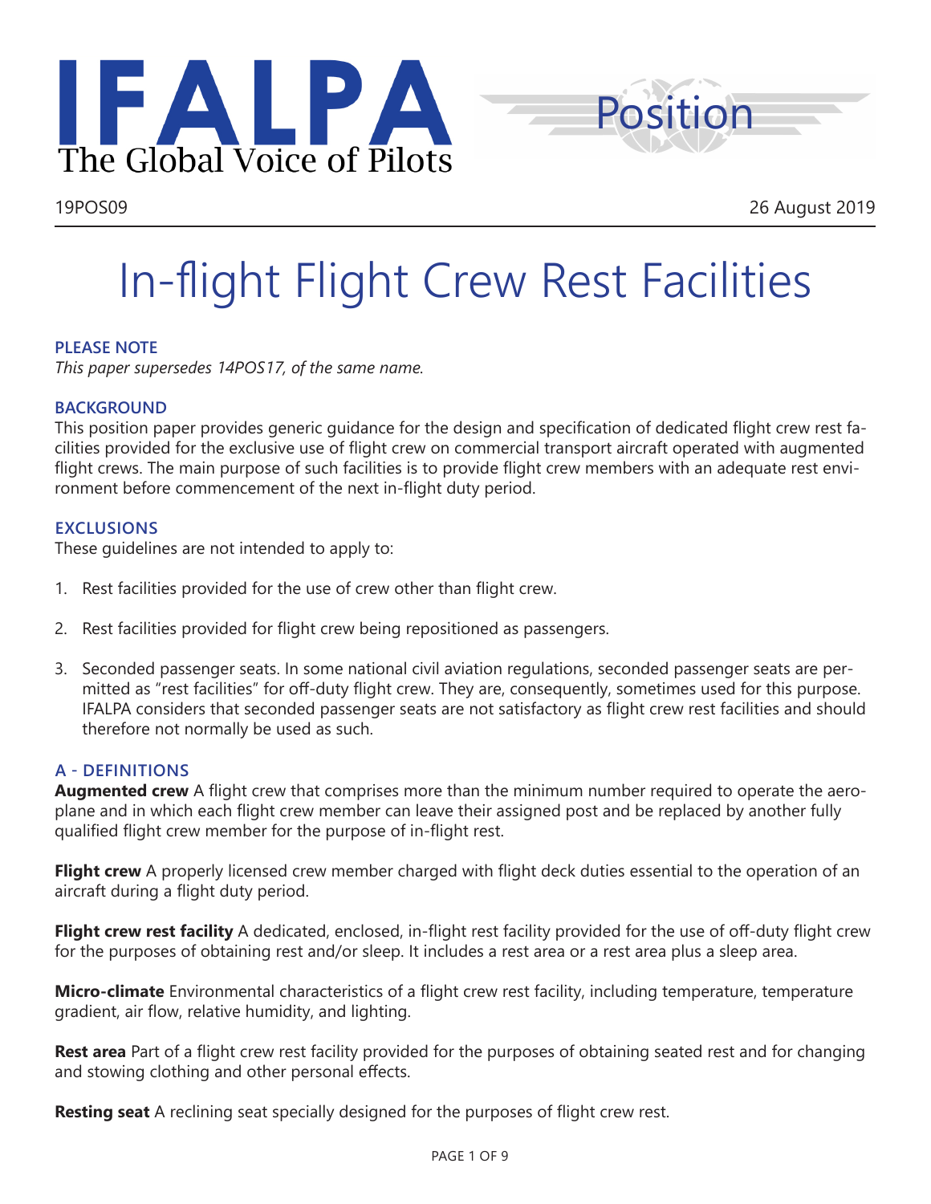IFALPA
The Global Voice of Pilots

Position

19POS09 | 26 August 2019

# In-flight Flight Crew Rest Facilities

### PLEASE NOTE

*This paper supersedes 14POS17, of the same name.*

### BACKGROUND

This position paper provides generic guidance for the design and specification of dedicated flight crew rest facilities provided for the exclusive use of flight crew on commercial transport aircraft operated with augmented flight crews. The main purpose of such facilities is to provide flight crew members with an adequate rest environment before commencement of the next in-flight duty period.

### EXCLUSIONS

These guidelines are not intended to apply to:

1. Rest facilities provided for the use of crew other than flight crew.

2. Rest facilities provided for flight crew being repositioned as passengers.

3. Seconded passenger seats. In some national civil aviation regulations, seconded passenger seats are permitted as "rest facilities" for off-duty flight crew. They are, consequently, sometimes used for this purpose. IFALPA considers that seconded passenger seats are not satisfactory as flight crew rest facilities and should therefore not normally be used as such.

### A - DEFINITIONS

**Augmented crew** A flight crew that comprises more than the minimum number required to operate the aeroplane and in which each flight crew member can leave their assigned post and be replaced by another fully qualified flight crew member for the purpose of in-flight rest.

**Flight crew** A properly licensed crew member charged with flight deck duties essential to the operation of an aircraft during a flight duty period.

**Flight crew rest facility** A dedicated, enclosed, in-flight rest facility provided for the use of off-duty flight crew for the purposes of obtaining rest and/or sleep. It includes a rest area or a rest area plus a sleep area.

**Micro-climate** Environmental characteristics of a flight crew rest facility, including temperature, temperature gradient, air flow, relative humidity, and lighting.

**Rest area** Part of a flight crew rest facility provided for the purposes of obtaining seated rest and for changing and stowing clothing and other personal effects.

**Resting seat** A reclining seat specially designed for the purposes of flight crew rest.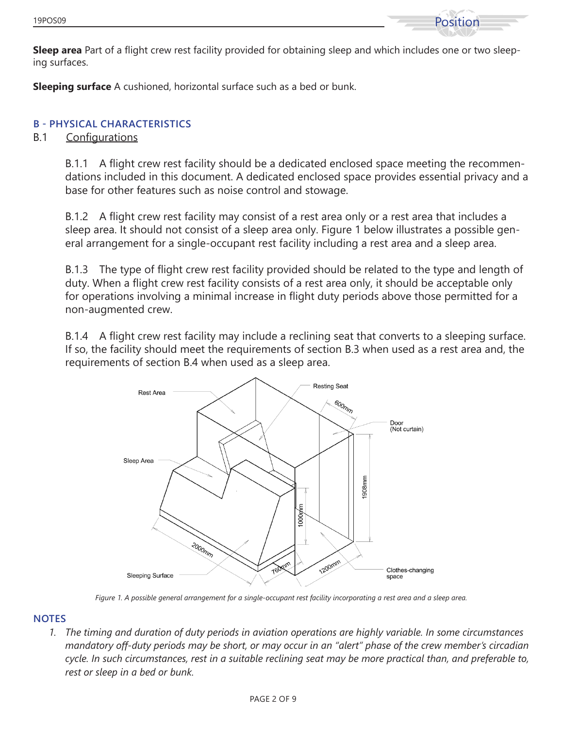**Sleep area** Part of a flight crew rest facility provided for obtaining sleep and which includes one or two sleeping surfaces.

**Sleeping surface** A cushioned, horizontal surface such as a bed or bunk.

## B - PHYSICAL CHARACTERISTICS

### B.1 Configurations

B.1.1 A flight crew rest facility should be a dedicated enclosed space meeting the recommendations included in this document. A dedicated enclosed space provides essential privacy and a base for other features such as noise control and stowage.

B.1.2 A flight crew rest facility may consist of a rest area only or a rest area that includes a sleep area. It should not consist of a sleep area only. Figure 1 below illustrates a possible general arrangement for a single-occupant rest facility including a rest area and a sleep area.

B.1.3 The type of flight crew rest facility provided should be related to the type and length of duty. When a flight crew rest facility consists of a rest area only, it should be acceptable only for operations involving a minimal increase in flight duty periods above those permitted for a non-augmented crew.

B.1.4 A flight crew rest facility may include a reclining seat that converts to a sleeping surface. If so, the facility should meet the requirements of section B.3 when used as a rest area and, the requirements of section B.4 when used as a sleep area.

*Figure 1. A possible general arrangement for a single-occupant rest facility incorporating a rest area and a sleep area.*

### NOTES

1. *The timing and duration of duty periods in aviation operations are highly variable. In some circumstances mandatory off-duty periods may be short, or may occur in an "alert" phase of the crew member's circadian cycle. In such circumstances, rest in a suitable reclining seat may be more practical than, and preferable to, rest or sleep in a bed or bunk.*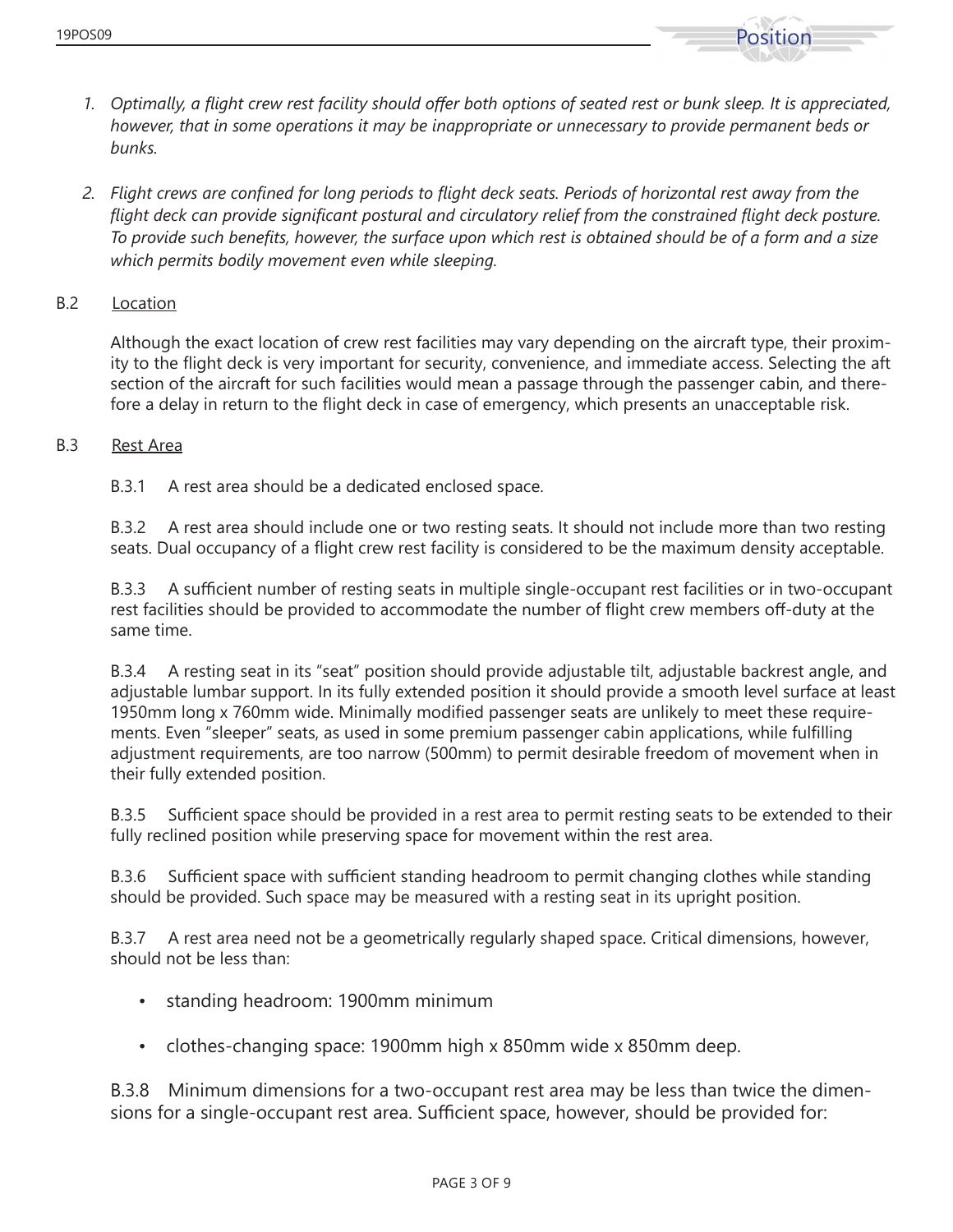1. *Optimally, a flight crew rest facility should offer both options of seated rest or bunk sleep. It is appreciated, however, that in some operations it may be inappropriate or unnecessary to provide permanent beds or bunks.*

2. *Flight crews are confined for long periods to flight deck seats. Periods of horizontal rest away from the flight deck can provide significant postural and circulatory relief from the constrained flight deck posture. To provide such benefits, however, the surface upon which rest is obtained should be of a form and a size which permits bodily movement even while sleeping.*

### B.2 Location

Although the exact location of crew rest facilities may vary depending on the aircraft type, their proximity to the flight deck is very important for security, convenience, and immediate access. Selecting the aft section of the aircraft for such facilities would mean a passage through the passenger cabin, and therefore a delay in return to the flight deck in case of emergency, which presents an unacceptable risk.

### B.3 Rest Area

B.3.1 A rest area should be a dedicated enclosed space.

B.3.2 A rest area should include one or two resting seats. It should not include more than two resting seats. Dual occupancy of a flight crew rest facility is considered to be the maximum density acceptable.

B.3.3 A sufficient number of resting seats in multiple single-occupant rest facilities or in two-occupant rest facilities should be provided to accommodate the number of flight crew members off-duty at the same time.

B.3.4 A resting seat in its "seat" position should provide adjustable tilt, adjustable backrest angle, and adjustable lumbar support. In its fully extended position it should provide a smooth level surface at least 1950mm long x 760mm wide. Minimally modified passenger seats are unlikely to meet these requirements. Even "sleeper" seats, as used in some premium passenger cabin applications, while fulfilling adjustment requirements, are too narrow (500mm) to permit desirable freedom of movement when in their fully extended position.

B.3.5 Sufficient space should be provided in a rest area to permit resting seats to be extended to their fully reclined position while preserving space for movement within the rest area.

B.3.6 Sufficient space with sufficient standing headroom to permit changing clothes while standing should be provided. Such space may be measured with a resting seat in its upright position.

B.3.7 A rest area need not be a geometrically regularly shaped space. Critical dimensions, however, should not be less than:

- standing headroom: 1900mm minimum
- clothes-changing space: 1900mm high x 850mm wide x 850mm deep.

B.3.8 Minimum dimensions for a two-occupant rest area may be less than twice the dimensions for a single-occupant rest area. Sufficient space, however, should be provided for: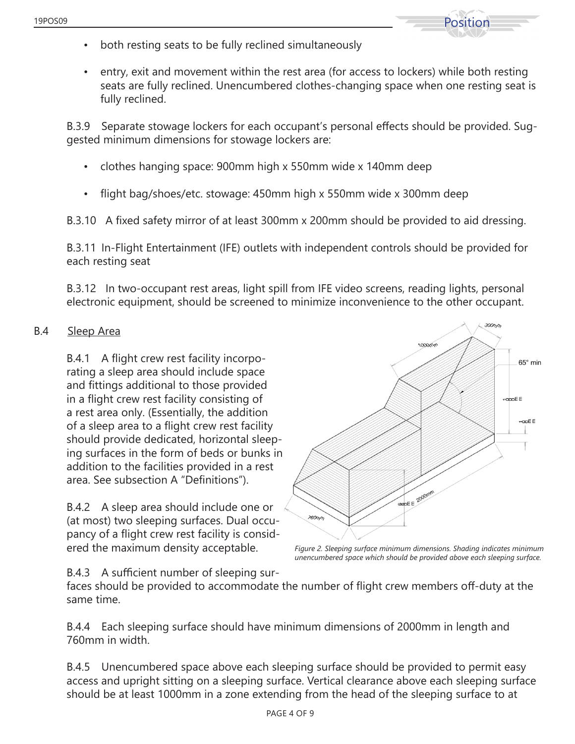- both resting seats to be fully reclined simultaneously
- entry, exit and movement within the rest area (for access to lockers) while both resting seats are fully reclined. Unencumbered clothes-changing space when one resting seat is fully reclined.

B.3.9 Separate stowage lockers for each occupant's personal effects should be provided. Suggested minimum dimensions for stowage lockers are:

- clothes hanging space: 900mm high x 550mm wide x 140mm deep
- flight bag/shoes/etc. stowage: 450mm high x 550mm wide x 300mm deep

B.3.10 A fixed safety mirror of at least 300mm x 200mm should be provided to aid dressing.

B.3.11 In-Flight Entertainment (IFE) outlets with independent controls should be provided for each resting seat

B.3.12 In two-occupant rest areas, light spill from IFE video screens, reading lights, personal electronic equipment, should be screened to minimize inconvenience to the other occupant.

## B.4 Sleep Area

B.4.1 A flight crew rest facility incorporating a sleep area should include space and fittings additional to those provided in a flight crew rest facility consisting of a rest area only. (Essentially, the addition of a sleep area to a flight crew rest facility should provide dedicated, horizontal sleeping surfaces in the form of beds or bunks in addition to the facilities provided in a rest area. See subsection A "Definitions").

B.4.2 A sleep area should include one or (at most) two sleeping surfaces. Dual occupancy of a flight crew rest facility is considered the maximum density acceptable.

*Figure 2. Sleeping surface minimum dimensions. Shading indicates minimum unencumbered space which should be provided above each sleeping surface.*

B.4.3 A sufficient number of sleeping surfaces should be provided to accommodate the number of flight crew members off-duty at the same time.

B.4.4 Each sleeping surface should have minimum dimensions of 2000mm in length and 760mm in width.

B.4.5 Unencumbered space above each sleeping surface should be provided to permit easy access and upright sitting on a sleeping surface. Vertical clearance above each sleeping surface should be at least 1000mm in a zone extending from the head of the sleeping surface to at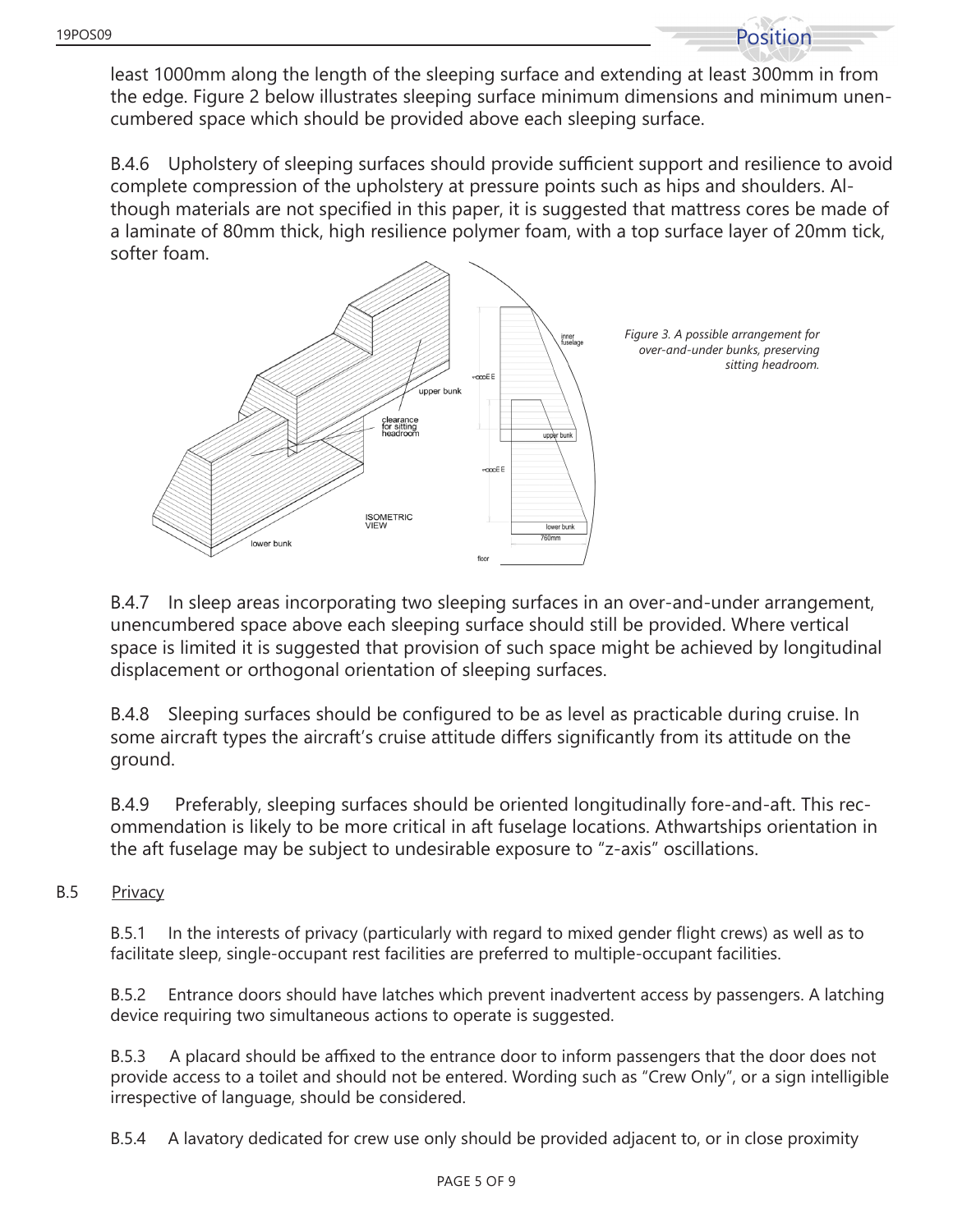least 1000mm along the length of the sleeping surface and extending at least 300mm in from the edge. Figure 2 below illustrates sleeping surface minimum dimensions and minimum unencumbered space which should be provided above each sleeping surface.

B.4.6 Upholstery of sleeping surfaces should provide sufficient support and resilience to avoid complete compression of the upholstery at pressure points such as hips and shoulders. Although materials are not specified in this paper, it is suggested that mattress cores be made of a laminate of 80mm thick, high resilience polymer foam, with a top surface layer of 20mm tick, softer foam.

*Figure 3. A possible arrangement for over-and-under bunks, preserving sitting headroom.*

B.4.7 In sleep areas incorporating two sleeping surfaces in an over-and-under arrangement, unencumbered space above each sleeping surface should still be provided. Where vertical space is limited it is suggested that provision of such space might be achieved by longitudinal displacement or orthogonal orientation of sleeping surfaces.

B.4.8 Sleeping surfaces should be configured to be as level as practicable during cruise. In some aircraft types the aircraft's cruise attitude differs significantly from its attitude on the ground.

B.4.9 Preferably, sleeping surfaces should be oriented longitudinally fore-and-aft. This recommendation is likely to be more critical in aft fuselage locations. Athwartships orientation in the aft fuselage may be subject to undesirable exposure to "z-axis" oscillations.

## B.5 Privacy

B.5.1 In the interests of privacy (particularly with regard to mixed gender flight crews) as well as to facilitate sleep, single-occupant rest facilities are preferred to multiple-occupant facilities.

B.5.2 Entrance doors should have latches which prevent inadvertent access by passengers. A latching device requiring two simultaneous actions to operate is suggested.

B.5.3 A placard should be affixed to the entrance door to inform passengers that the door does not provide access to a toilet and should not be entered. Wording such as "Crew Only", or a sign intelligible irrespective of language, should be considered.

B.5.4 A lavatory dedicated for crew use only should be provided adjacent to, or in close proximity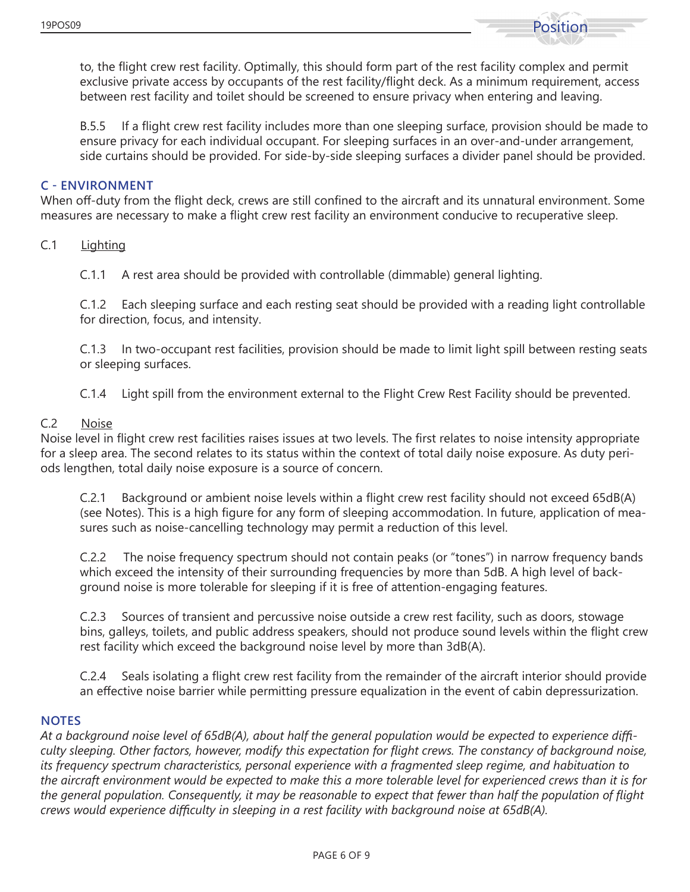to, the flight crew rest facility. Optimally, this should form part of the rest facility complex and permit exclusive private access by occupants of the rest facility/flight deck. As a minimum requirement, access between rest facility and toilet should be screened to ensure privacy when entering and leaving.

B.5.5 If a flight crew rest facility includes more than one sleeping surface, provision should be made to ensure privacy for each individual occupant. For sleeping surfaces in an over-and-under arrangement, side curtains should be provided. For side-by-side sleeping surfaces a divider panel should be provided.

## C - ENVIRONMENT

When off-duty from the flight deck, crews are still confined to the aircraft and its unnatural environment. Some measures are necessary to make a flight crew rest facility an environment conducive to recuperative sleep.

### C.1 Lighting

C.1.1 A rest area should be provided with controllable (dimmable) general lighting.

C.1.2 Each sleeping surface and each resting seat should be provided with a reading light controllable for direction, focus, and intensity.

C.1.3 In two-occupant rest facilities, provision should be made to limit light spill between resting seats or sleeping surfaces.

C.1.4 Light spill from the environment external to the Flight Crew Rest Facility should be prevented.

### C.2 Noise

Noise level in flight crew rest facilities raises issues at two levels. The first relates to noise intensity appropriate for a sleep area. The second relates to its status within the context of total daily noise exposure. As duty periods lengthen, total daily noise exposure is a source of concern.

C.2.1 Background or ambient noise levels within a flight crew rest facility should not exceed 65dB(A) (see Notes). This is a high figure for any form of sleeping accommodation. In future, application of measures such as noise-cancelling technology may permit a reduction of this level.

C.2.2 The noise frequency spectrum should not contain peaks (or "tones") in narrow frequency bands which exceed the intensity of their surrounding frequencies by more than 5dB. A high level of background noise is more tolerable for sleeping if it is free of attention-engaging features.

C.2.3 Sources of transient and percussive noise outside a crew rest facility, such as doors, stowage bins, galleys, toilets, and public address speakers, should not produce sound levels within the flight crew rest facility which exceed the background noise level by more than 3dB(A).

C.2.4 Seals isolating a flight crew rest facility from the remainder of the aircraft interior should provide an effective noise barrier while permitting pressure equalization in the event of cabin depressurization.

## NOTES

*At a background noise level of 65dB(A), about half the general population would be expected to experience difficulty sleeping. Other factors, however, modify this expectation for flight crews. The constancy of background noise, its frequency spectrum characteristics, personal experience with a fragmented sleep regime, and habituation to the aircraft environment would be expected to make this a more tolerable level for experienced crews than it is for the general population. Consequently, it may be reasonable to expect that fewer than half the population of flight crews would experience difficulty in sleeping in a rest facility with background noise at 65dB(A).*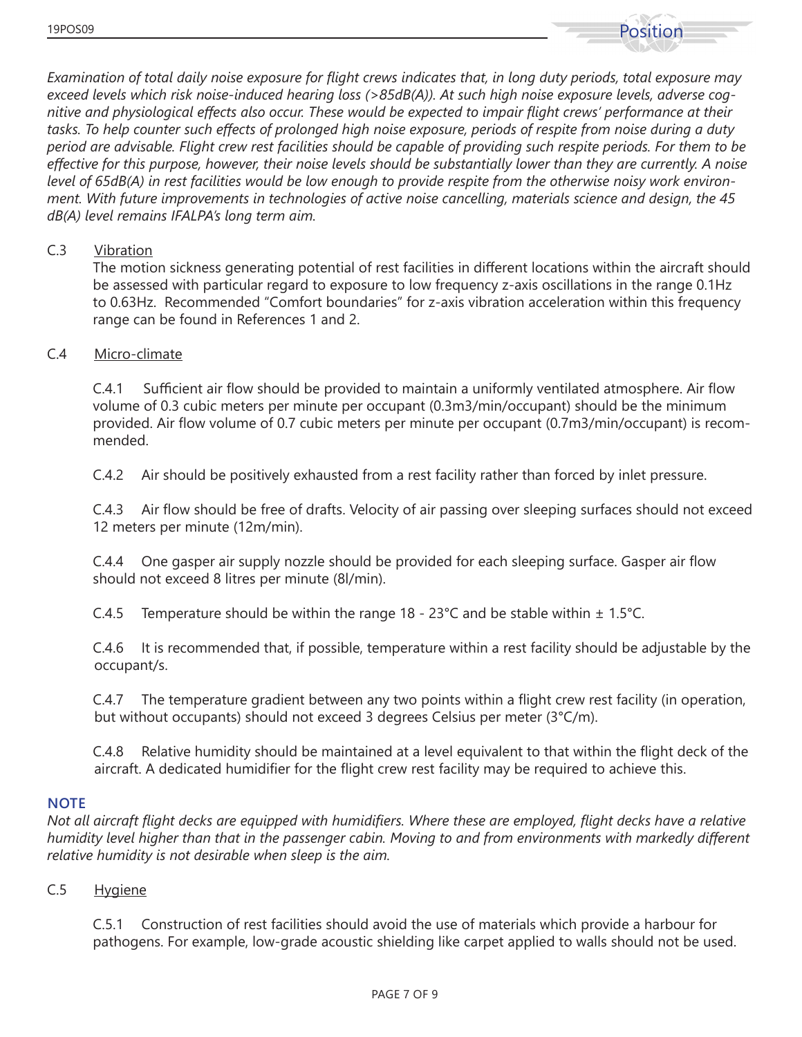*Examination of total daily noise exposure for flight crews indicates that, in long duty periods, total exposure may exceed levels which risk noise-induced hearing loss (>85dB(A)). At such high noise exposure levels, adverse cognitive and physiological effects also occur. These would be expected to impair flight crews' performance at their tasks. To help counter such effects of prolonged high noise exposure, periods of respite from noise during a duty period are advisable. Flight crew rest facilities should be capable of providing such respite periods. For them to be effective for this purpose, however, their noise levels should be substantially lower than they are currently. A noise level of 65dB(A) in rest facilities would be low enough to provide respite from the otherwise noisy work environment. With future improvements in technologies of active noise cancelling, materials science and design, the 45 dB(A) level remains IFALPA's long term aim.*

C.3 Vibration

The motion sickness generating potential of rest facilities in different locations within the aircraft should be assessed with particular regard to exposure to low frequency z-axis oscillations in the range 0.1Hz to 0.63Hz. Recommended "Comfort boundaries" for z-axis vibration acceleration within this frequency range can be found in References 1 and 2.

C.4 Micro-climate

C.4.1 Sufficient air flow should be provided to maintain a uniformly ventilated atmosphere. Air flow volume of 0.3 cubic meters per minute per occupant (0.3m3/min/occupant) should be the minimum provided. Air flow volume of 0.7 cubic meters per minute per occupant (0.7m3/min/occupant) is recommended.

C.4.2 Air should be positively exhausted from a rest facility rather than forced by inlet pressure.

C.4.3 Air flow should be free of drafts. Velocity of air passing over sleeping surfaces should not exceed 12 meters per minute (12m/min).

C.4.4 One gasper air supply nozzle should be provided for each sleeping surface. Gasper air flow should not exceed 8 litres per minute (8l/min).

C.4.5 Temperature should be within the range 18 - 23°C and be stable within ± 1.5°C.

C.4.6 It is recommended that, if possible, temperature within a rest facility should be adjustable by the occupant/s.

C.4.7 The temperature gradient between any two points within a flight crew rest facility (in operation, but without occupants) should not exceed 3 degrees Celsius per meter (3°C/m).

C.4.8 Relative humidity should be maintained at a level equivalent to that within the flight deck of the aircraft. A dedicated humidifier for the flight crew rest facility may be required to achieve this.

**NOTE**

*Not all aircraft flight decks are equipped with humidifiers. Where these are employed, flight decks have a relative humidity level higher than that in the passenger cabin. Moving to and from environments with markedly different relative humidity is not desirable when sleep is the aim.*

C.5 Hygiene

C.5.1 Construction of rest facilities should avoid the use of materials which provide a harbour for pathogens. For example, low-grade acoustic shielding like carpet applied to walls should not be used.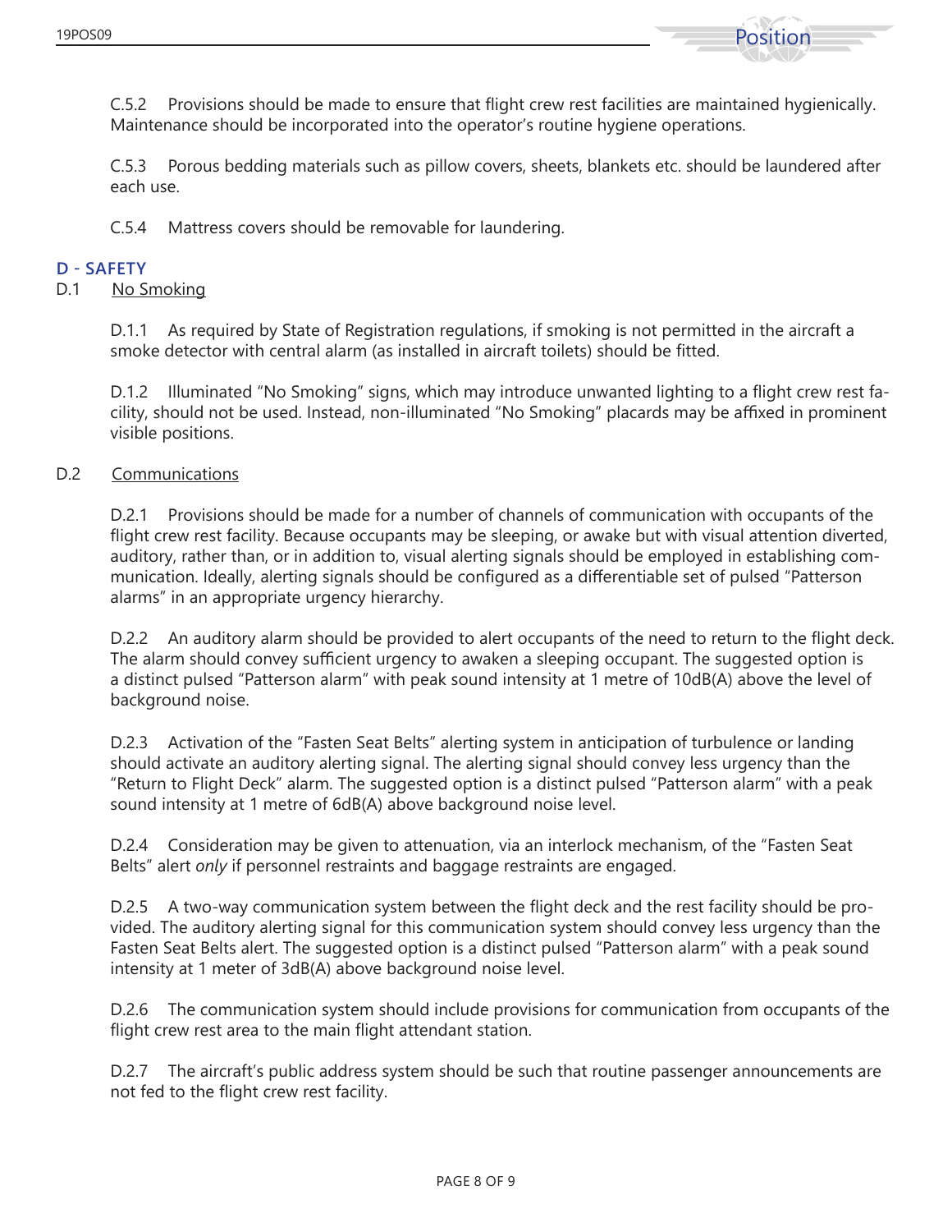C.5.2 Provisions should be made to ensure that flight crew rest facilities are maintained hygienically. Maintenance should be incorporated into the operator's routine hygiene operations.

C.5.3 Porous bedding materials such as pillow covers, sheets, blankets etc. should be laundered after each use.

C.5.4 Mattress covers should be removable for laundering.

## D - SAFETY

D.1 No Smoking

D.1.1 As required by State of Registration regulations, if smoking is not permitted in the aircraft a smoke detector with central alarm (as installed in aircraft toilets) should be fitted.

D.1.2 Illuminated "No Smoking" signs, which may introduce unwanted lighting to a flight crew rest facility, should not be used. Instead, non-illuminated "No Smoking" placards may be affixed in prominent visible positions.

D.2 Communications

D.2.1 Provisions should be made for a number of channels of communication with occupants of the flight crew rest facility. Because occupants may be sleeping, or awake but with visual attention diverted, auditory, rather than, or in addition to, visual alerting signals should be employed in establishing communication. Ideally, alerting signals should be configured as a differentiable set of pulsed "Patterson alarms" in an appropriate urgency hierarchy.

D.2.2 An auditory alarm should be provided to alert occupants of the need to return to the flight deck. The alarm should convey sufficient urgency to awaken a sleeping occupant. The suggested option is a distinct pulsed "Patterson alarm" with peak sound intensity at 1 metre of 10dB(A) above the level of background noise.

D.2.3 Activation of the "Fasten Seat Belts" alerting system in anticipation of turbulence or landing should activate an auditory alerting signal. The alerting signal should convey less urgency than the "Return to Flight Deck" alarm. The suggested option is a distinct pulsed "Patterson alarm" with a peak sound intensity at 1 metre of 6dB(A) above background noise level.

D.2.4 Consideration may be given to attenuation, via an interlock mechanism, of the "Fasten Seat Belts" alert *only* if personnel restraints and baggage restraints are engaged.

D.2.5 A two-way communication system between the flight deck and the rest facility should be provided. The auditory alerting signal for this communication system should convey less urgency than the Fasten Seat Belts alert. The suggested option is a distinct pulsed "Patterson alarm" with a peak sound intensity at 1 meter of 3dB(A) above background noise level.

D.2.6 The communication system should include provisions for communication from occupants of the flight crew rest area to the main flight attendant station.

D.2.7 The aircraft's public address system should be such that routine passenger announcements are not fed to the flight crew rest facility.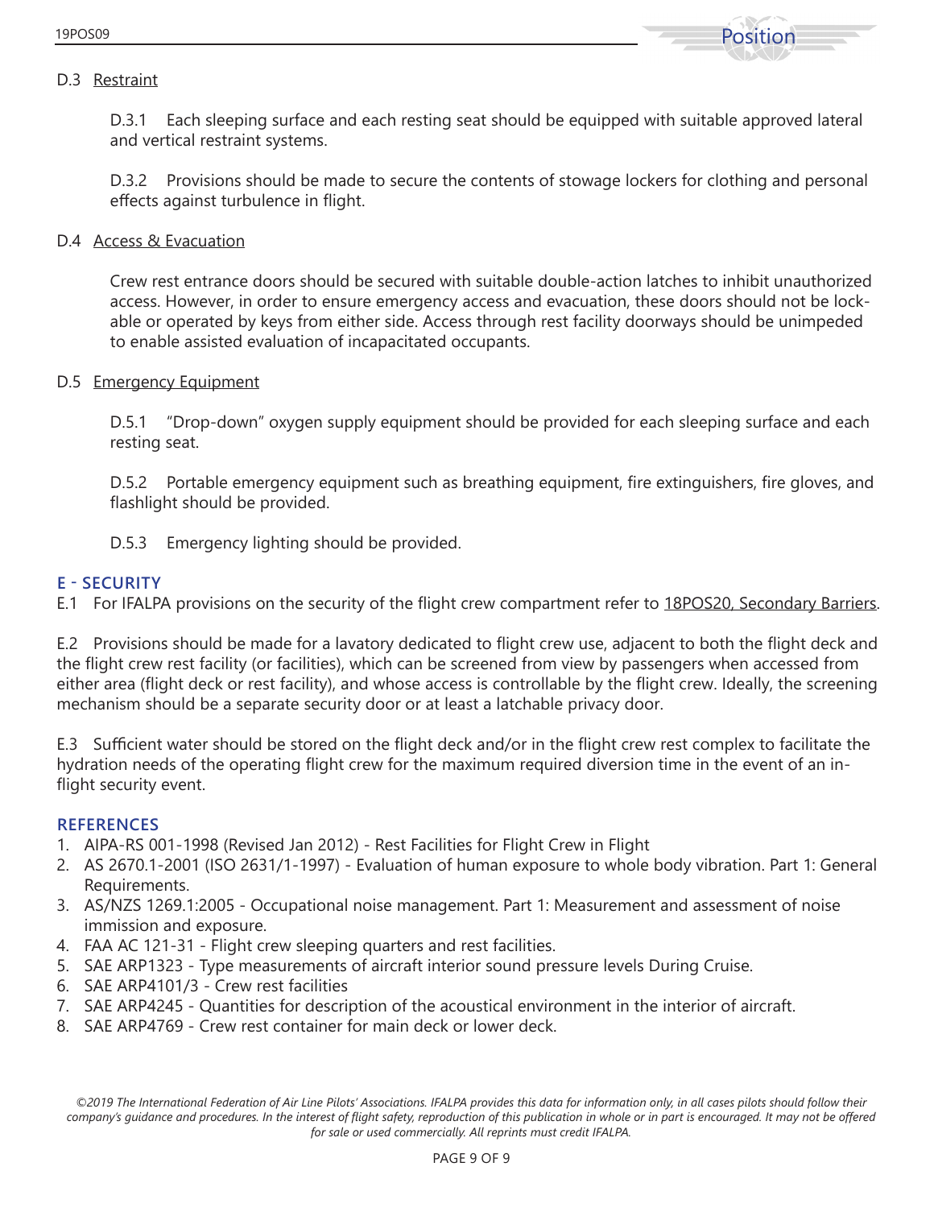D.3 Restraint

D.3.1 Each sleeping surface and each resting seat should be equipped with suitable approved lateral and vertical restraint systems.

D.3.2 Provisions should be made to secure the contents of stowage lockers for clothing and personal effects against turbulence in flight.

D.4 Access & Evacuation

Crew rest entrance doors should be secured with suitable double-action latches to inhibit unauthorized access. However, in order to ensure emergency access and evacuation, these doors should not be lock-able or operated by keys from either side. Access through rest facility doorways should be unimpeded to enable assisted evaluation of incapacitated occupants.

D.5 Emergency Equipment

D.5.1 "Drop-down" oxygen supply equipment should be provided for each sleeping surface and each resting seat.

D.5.2 Portable emergency equipment such as breathing equipment, fire extinguishers, fire gloves, and flashlight should be provided.

D.5.3 Emergency lighting should be provided.

## E - SECURITY

E.1 For IFALPA provisions on the security of the flight crew compartment refer to 18POS20, Secondary Barriers.

E.2 Provisions should be made for a lavatory dedicated to flight crew use, adjacent to both the flight deck and the flight crew rest facility (or facilities), which can be screened from view by passengers when accessed from either area (flight deck or rest facility), and whose access is controllable by the flight crew. Ideally, the screening mechanism should be a separate security door or at least a latchable privacy door.

E.3 Sufficient water should be stored on the flight deck and/or in the flight crew rest complex to facilitate the hydration needs of the operating flight crew for the maximum required diversion time in the event of an in-flight security event.

## REFERENCES

1. AIPA-RS 001-1998 (Revised Jan 2012) - Rest Facilities for Flight Crew in Flight
2. AS 2670.1-2001 (ISO 2631/1-1997) - Evaluation of human exposure to whole body vibration. Part 1: General Requirements.
3. AS/NZS 1269.1:2005 - Occupational noise management. Part 1: Measurement and assessment of noise immission and exposure.
4. FAA AC 121-31 - Flight crew sleeping quarters and rest facilities.
5. SAE ARP1323 - Type measurements of aircraft interior sound pressure levels During Cruise.
6. SAE ARP4101/3 - Crew rest facilities
7. SAE ARP4245 - Quantities for description of the acoustical environment in the interior of aircraft.
8. SAE ARP4769 - Crew rest container for main deck or lower deck.

*©2019 The International Federation of Air Line Pilots' Associations. IFALPA provides this data for information only, in all cases pilots should follow their company's guidance and procedures. In the interest of flight safety, reproduction of this publication in whole or in part is encouraged. It may not be offered for sale or used commercially. All reprints must credit IFALPA.*